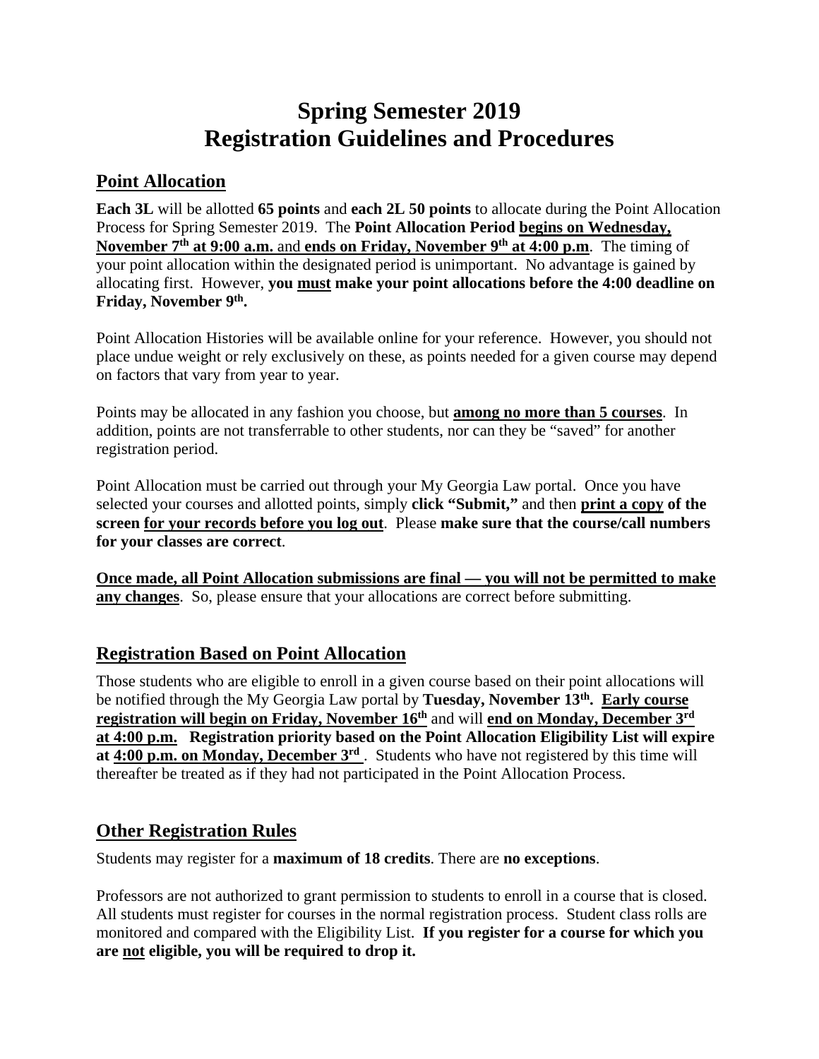# Spring Semester 2019
# Registration Guidelines and Procedures

## Point Allocation

**Each 3L** will be allotted **65 points** and **each 2L 50 points** to allocate during the Point Allocation Process for Spring Semester 2019. The **Point Allocation Period begins on Wednesday, November 7th at 9:00 a.m.** and **ends on Friday, November 9th at 4:00 p.m**. The timing of your point allocation within the designated period is unimportant. No advantage is gained by allocating first. However, **you must make your point allocations before the 4:00 deadline on Friday, November 9th.**

Point Allocation Histories will be available online for your reference. However, you should not place undue weight or rely exclusively on these, as points needed for a given course may depend on factors that vary from year to year.

Points may be allocated in any fashion you choose, but **among no more than 5 courses**. In addition, points are not transferrable to other students, nor can they be "saved" for another registration period.

Point Allocation must be carried out through your My Georgia Law portal. Once you have selected your courses and allotted points, simply **click "Submit,"** and then **print a copy of the screen for your records before you log out**. Please **make sure that the course/call numbers for your classes are correct**.

**Once made, all Point Allocation submissions are final — you will not be permitted to make any changes**. So, please ensure that your allocations are correct before submitting.

## Registration Based on Point Allocation

Those students who are eligible to enroll in a given course based on their point allocations will be notified through the My Georgia Law portal by **Tuesday, November 13th. Early course registration will begin on Friday, November 16th** and will **end on Monday, December 3rd at 4:00 p.m. Registration priority based on the Point Allocation Eligibility List will expire at 4:00 p.m. on Monday, December 3rd**. Students who have not registered by this time will thereafter be treated as if they had not participated in the Point Allocation Process.

## Other Registration Rules

Students may register for a **maximum of 18 credits**. There are **no exceptions**.

Professors are not authorized to grant permission to students to enroll in a course that is closed. All students must register for courses in the normal registration process. Student class rolls are monitored and compared with the Eligibility List. **If you register for a course for which you are not eligible, you will be required to drop it.**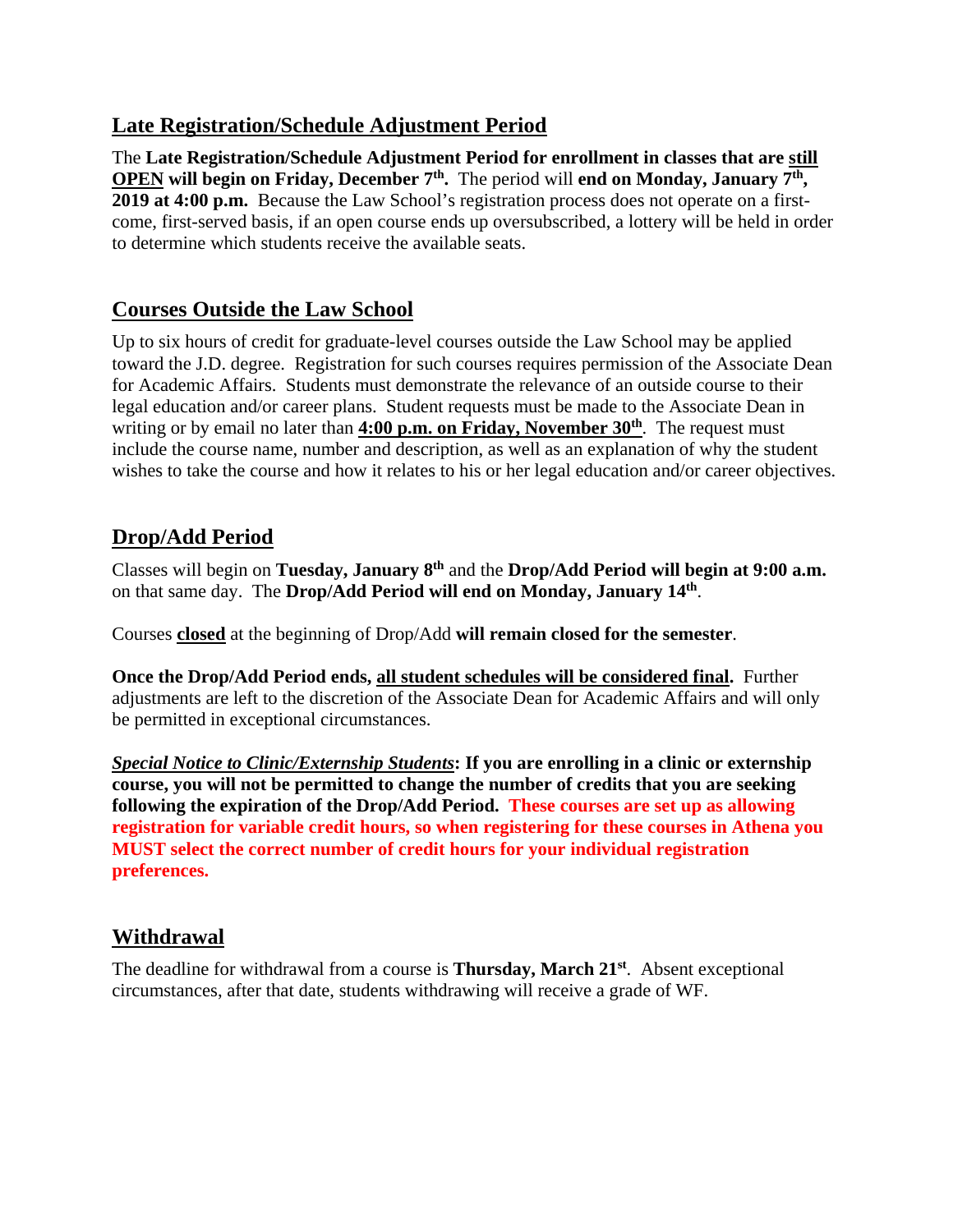## Late Registration/Schedule Adjustment Period

The **Late Registration/Schedule Adjustment Period for enrollment in classes that are <u>still OPEN</u> will begin on Friday, December 7th.** The period will **end on Monday, January 7th, 2019 at 4:00 p.m.** Because the Law School's registration process does not operate on a first-come, first-served basis, if an open course ends up oversubscribed, a lottery will be held in order to determine which students receive the available seats.

## Courses Outside the Law School

Up to six hours of credit for graduate-level courses outside the Law School may be applied toward the J.D. degree. Registration for such courses requires permission of the Associate Dean for Academic Affairs. Students must demonstrate the relevance of an outside course to their legal education and/or career plans. Student requests must be made to the Associate Dean in writing or by email no later than **<u>4:00 p.m. on Friday, November 30th</u>**. The request must include the course name, number and description, as well as an explanation of why the student wishes to take the course and how it relates to his or her legal education and/or career objectives.

## Drop/Add Period

Classes will begin on **Tuesday, January 8th** and the **Drop/Add Period will begin at 9:00 a.m.** on that same day. The **Drop/Add Period will end on Monday, January 14th**.

Courses **<u>closed</u>** at the beginning of Drop/Add **will remain closed for the semester**.

**Once the Drop/Add Period ends, <u>all student schedules will be considered final</u>.** Further adjustments are left to the discretion of the Associate Dean for Academic Affairs and will only be permitted in exceptional circumstances.

***<u>Special Notice to Clinic/Externship Students</u>*: If you are enrolling in a clinic or externship course, you will not be permitted to change the number of credits that you are seeking following the expiration of the Drop/Add Period. These courses are set up as allowing registration for variable credit hours, so when registering for these courses in Athena you MUST select the correct number of credit hours for your individual registration preferences.**

## Withdrawal

The deadline for withdrawal from a course is **Thursday, March 21st**. Absent exceptional circumstances, after that date, students withdrawing will receive a grade of WF.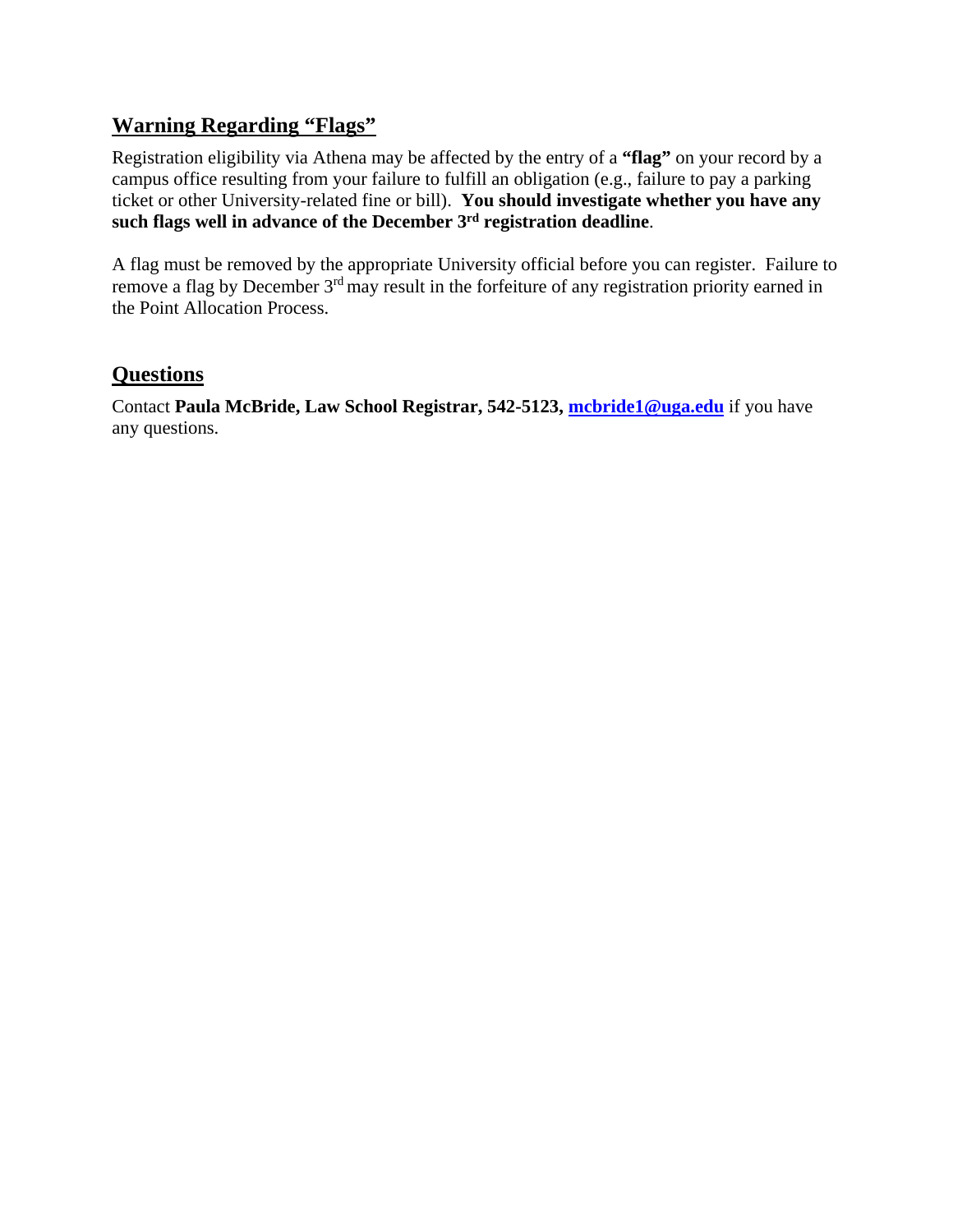## Warning Regarding "Flags"

Registration eligibility via Athena may be affected by the entry of a **"flag"** on your record by a campus office resulting from your failure to fulfill an obligation (e.g., failure to pay a parking ticket or other University-related fine or bill). **You should investigate whether you have any such flags well in advance of the December 3rd registration deadline**.

A flag must be removed by the appropriate University official before you can register. Failure to remove a flag by December 3rd may result in the forfeiture of any registration priority earned in the Point Allocation Process.

## Questions

Contact **Paula McBride, Law School Registrar, 542-5123, [mcbride1@uga.edu](mailto:mcbride1@uga.edu)** if you have any questions.